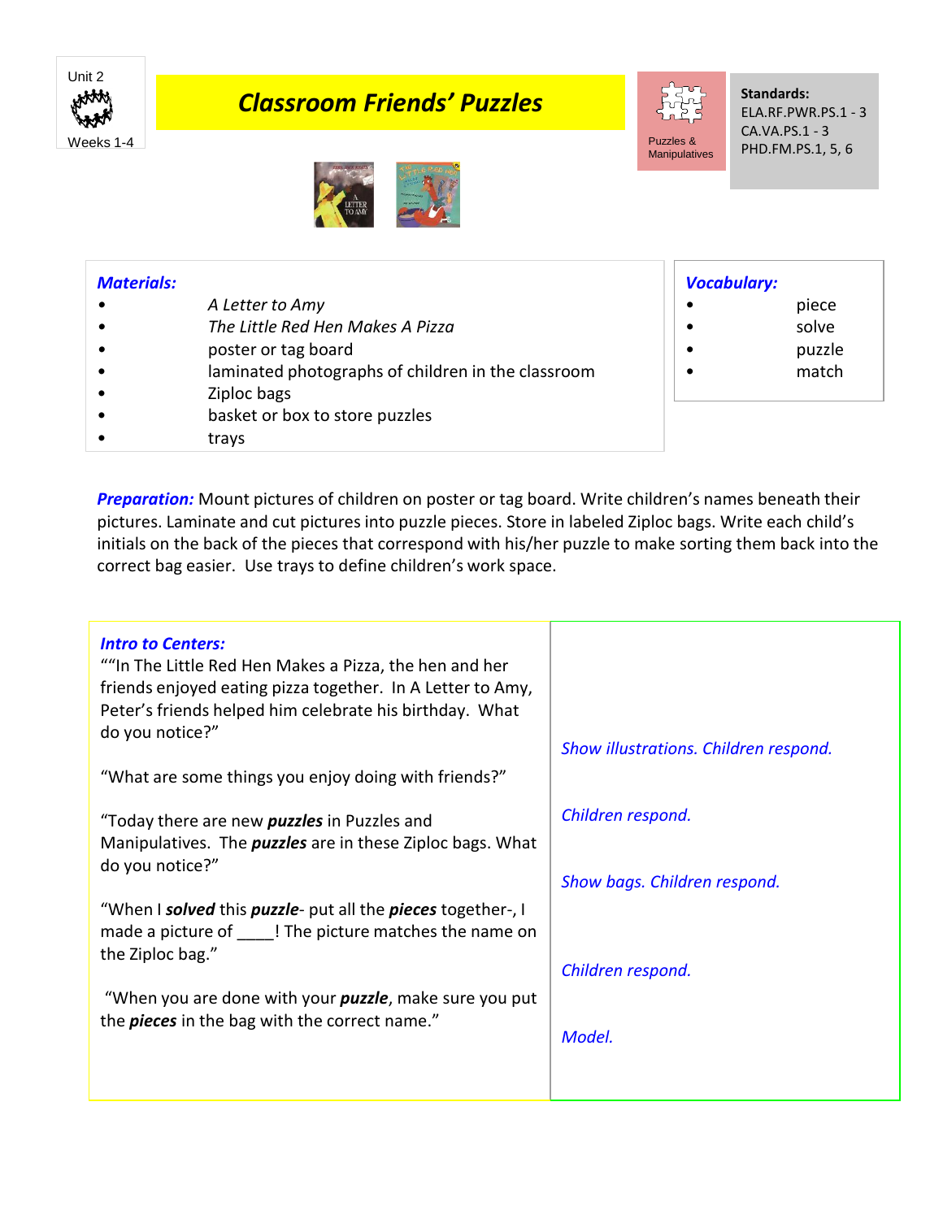Unit 2

Weeks 1-4

# Classroom Friends' Puzzles

Puzzles & Manipulatives

**Standards:**
ELA.RF.PWR.PS.1 - 3
CA.VA.PS.1 - 3
PHD.FM.PS.1, 5, 6

***Materials:***

- *A Letter to Amy*
- *The Little Red Hen Makes A Pizza*
- poster or tag board
- laminated photographs of children in the classroom
- Ziploc bags
- basket or box to store puzzles
- trays

***Vocabulary:***

- piece
- solve
- puzzle
- match

***Preparation:*** Mount pictures of children on poster or tag board. Write children's names beneath their pictures. Laminate and cut pictures into puzzle pieces. Store in labeled Ziploc bags. Write each child's initials on the back of the pieces that correspond with his/her puzzle to make sorting them back into the correct bag easier. Use trays to define children's work space.

| ***Intro to Centers:*** | |
| --- | --- |
| ""In The Little Red Hen Makes a Pizza, the hen and her friends enjoyed eating pizza together. In A Letter to Amy, Peter's friends helped him celebrate his birthday. What do you notice?" | *Show illustrations. Children respond.* |
| "What are some things you enjoy doing with friends?" | *Children respond.* |
| "Today there are new ***puzzles*** in Puzzles and Manipulatives. The ***puzzles*** are in these Ziploc bags. What do you notice?" | *Show bags. Children respond.* |
| "When I ***solved*** this ***puzzle***- put all the ***pieces*** together-, I made a picture of ____! The picture matches the name on the Ziploc bag." | *Children respond.* |
| "When you are done with your ***puzzle***, make sure you put the ***pieces*** in the bag with the correct name." | *Model.* |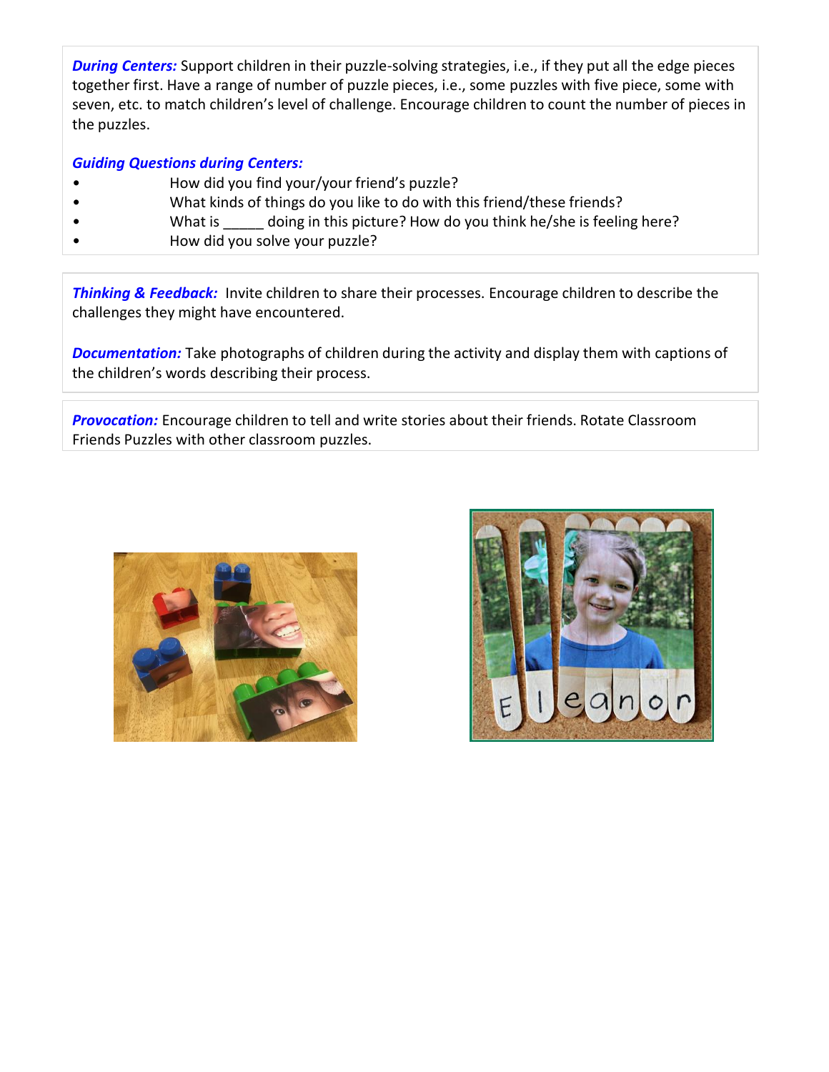***During Centers:*** Support children in their puzzle-solving strategies, i.e., if they put all the edge pieces together first. Have a range of number of puzzle pieces, i.e., some puzzles with five piece, some with seven, etc. to match children's level of challenge. Encourage children to count the number of pieces in the puzzles.

***Guiding Questions during Centers:***

- How did you find your/your friend's puzzle?
- What kinds of things do you like to do with this friend/these friends?
- What is _____ doing in this picture? How do you think he/she is feeling here?
- How did you solve your puzzle?

***Thinking & Feedback:*** Invite children to share their processes. Encourage children to describe the challenges they might have encountered.

***Documentation:*** Take photographs of children during the activity and display them with captions of the children's words describing their process.

***Provocation:*** Encourage children to tell and write stories about their friends. Rotate Classroom Friends Puzzles with other classroom puzzles.